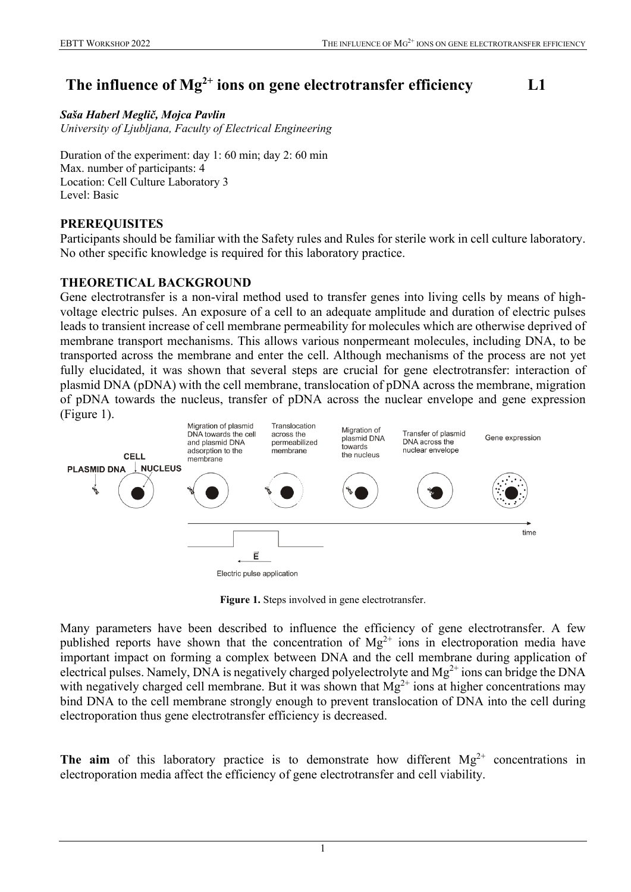# The influence of $Mg^{2+}$ ions on gene electrotransfer efficiency L1

***Saša Haberl Meglič, Mojca Pavlin***
*University of Ljubljana, Faculty of Electrical Engineering*

Duration of the experiment: day 1: 60 min; day 2: 60 min
Max. number of participants: 4
Location: Cell Culture Laboratory 3
Level: Basic

## PREREQUISITES

Participants should be familiar with the Safety rules and Rules for sterile work in cell culture laboratory. No other specific knowledge is required for this laboratory practice.

## THEORETICAL BACKGROUND

Gene electrotransfer is a non-viral method used to transfer genes into living cells by means of high-voltage electric pulses. An exposure of a cell to an adequate amplitude and duration of electric pulses leads to transient increase of cell membrane permeability for molecules which are otherwise deprived of membrane transport mechanisms. This allows various nonpermeant molecules, including DNA, to be transported across the membrane and enter the cell. Although mechanisms of the process are not yet fully elucidated, it was shown that several steps are crucial for gene electrotransfer: interaction of plasmid DNA (pDNA) with the cell membrane, translocation of pDNA across the membrane, migration of pDNA towards the nucleus, transfer of pDNA across the nuclear envelope and gene expression (Figure 1).

**Figure 1.** Steps involved in gene electrotransfer.

Many parameters have been described to influence the efficiency of gene electrotransfer. A few published reports have shown that the concentration of $Mg^{2+}$ ions in electroporation media have important impact on forming a complex between DNA and the cell membrane during application of electrical pulses. Namely, DNA is negatively charged polyelectrolyte and $Mg^{2+}$ ions can bridge the DNA with negatively charged cell membrane. But it was shown that $Mg^{2+}$ ions at higher concentrations may bind DNA to the cell membrane strongly enough to prevent translocation of DNA into the cell during electroporation thus gene electrotransfer efficiency is decreased.

**The aim** of this laboratory practice is to demonstrate how different $Mg^{2+}$ concentrations in electroporation media affect the efficiency of gene electrotransfer and cell viability.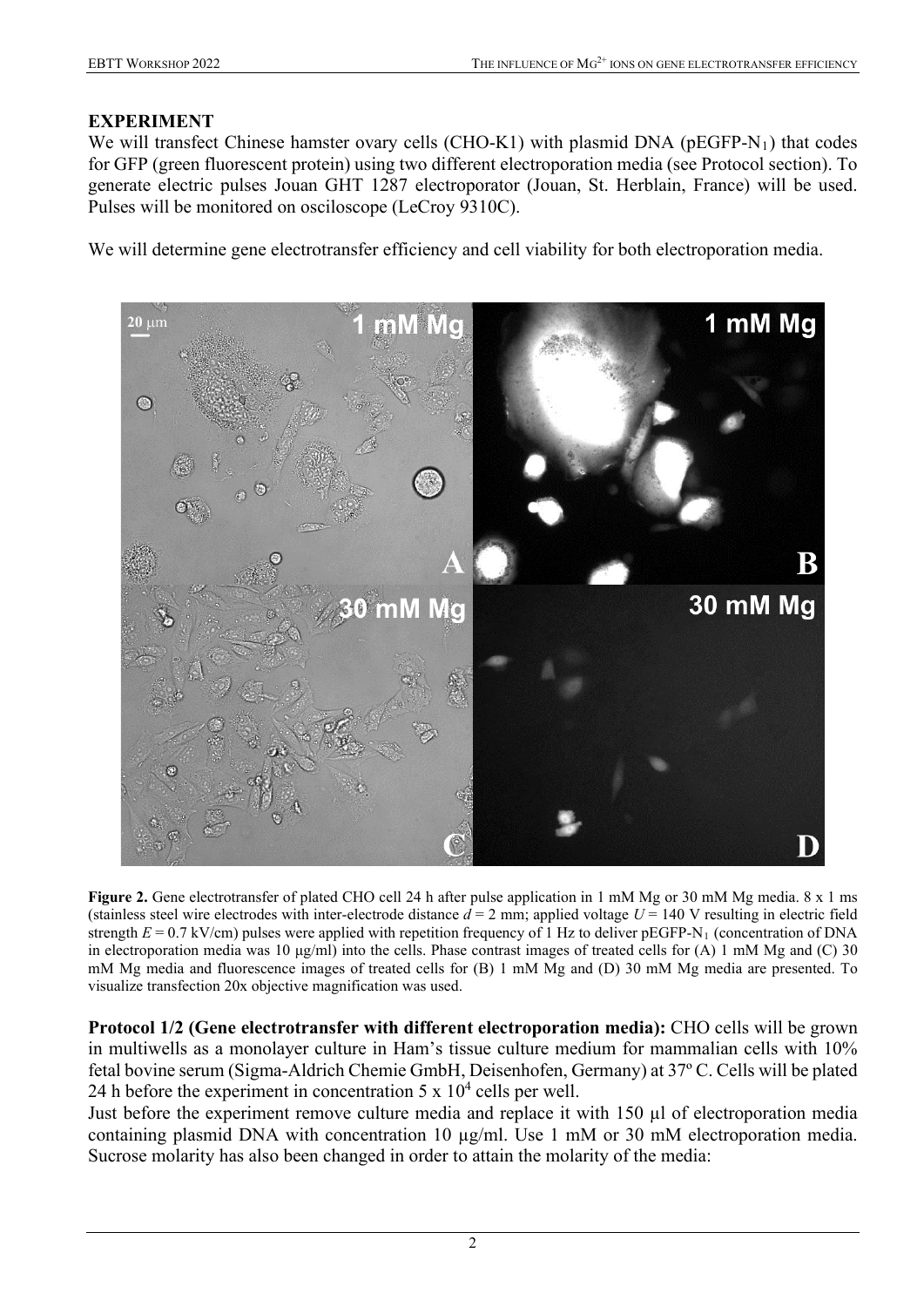## EXPERIMENT

We will transfect Chinese hamster ovary cells (CHO-K1) with plasmid DNA (pEGFP-$N_1$) that codes for GFP (green fluorescent protein) using two different electroporation media (see Protocol section). To generate electric pulses Jouan GHT 1287 electroporator (Jouan, St. Herblain, France) will be used. Pulses will be monitored on osciloscope (LeCroy 9310C).

We will determine gene electrotransfer efficiency and cell viability for both electroporation media.

**Figure 2.** Gene electrotransfer of plated CHO cell 24 h after pulse application in 1 mM Mg or 30 mM Mg media. 8 x 1 ms (stainless steel wire electrodes with inter-electrode distance $d$ = 2 mm; applied voltage $U$ = 140 V resulting in electric field strength $E$ = 0.7 kV/cm) pulses were applied with repetition frequency of 1 Hz to deliver pEGFP-$N_1$ (concentration of DNA in electroporation media was 10 μg/ml) into the cells. Phase contrast images of treated cells for (A) 1 mM Mg and (C) 30 mM Mg media and fluorescence images of treated cells for (B) 1 mM Mg and (D) 30 mM Mg media are presented. To visualize transfection 20x objective magnification was used.

**Protocol 1/2 (Gene electrotransfer with different electroporation media):** CHO cells will be grown in multiwells as a monolayer culture in Ham's tissue culture medium for mammalian cells with 10% fetal bovine serum (Sigma-Aldrich Chemie GmbH, Deisenhofen, Germany) at 37º C. Cells will be plated 24 h before the experiment in concentration 5 x $10^4$ cells per well.

Just before the experiment remove culture media and replace it with 150 μl of electroporation media containing plasmid DNA with concentration 10 μg/ml. Use 1 mM or 30 mM electroporation media. Sucrose molarity has also been changed in order to attain the molarity of the media: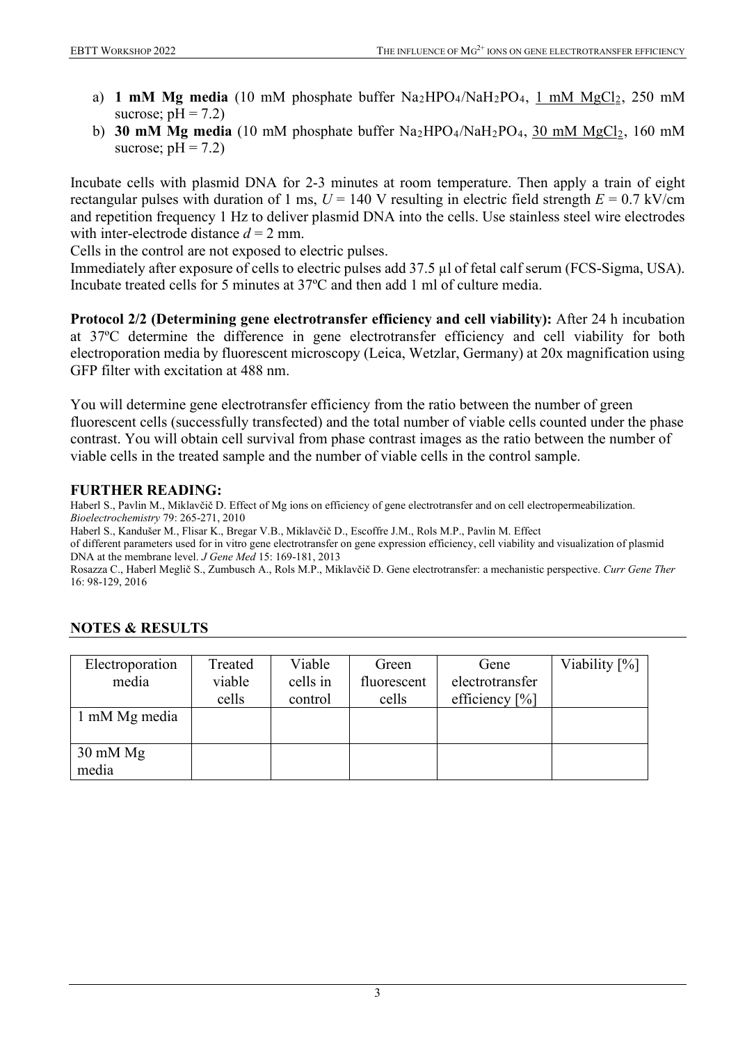a) **1 mM Mg media** (10 mM phosphate buffer $Na_2HPO_4$/$NaH_2PO_4$, 1 mM $MgCl_2$, 250 mM sucrose; pH = 7.2)
b) **30 mM Mg media** (10 mM phosphate buffer $Na_2HPO_4$/$NaH_2PO_4$, 30 mM $MgCl_2$, 160 mM sucrose; pH = 7.2)

Incubate cells with plasmid DNA for 2-3 minutes at room temperature. Then apply a train of eight rectangular pulses with duration of 1 ms, $U$ = 140 V resulting in electric field strength $E$ = 0.7 kV/cm and repetition frequency 1 Hz to deliver plasmid DNA into the cells. Use stainless steel wire electrodes with inter-electrode distance $d$ = 2 mm.
Cells in the control are not exposed to electric pulses.
Immediately after exposure of cells to electric pulses add 37.5 µl of fetal calf serum (FCS-Sigma, USA). Incubate treated cells for 5 minutes at 37ºC and then add 1 ml of culture media.

**Protocol 2/2 (Determining gene electrotransfer efficiency and cell viability):** After 24 h incubation at 37ºC determine the difference in gene electrotransfer efficiency and cell viability for both electroporation media by fluorescent microscopy (Leica, Wetzlar, Germany) at 20x magnification using GFP filter with excitation at 488 nm.

You will determine gene electrotransfer efficiency from the ratio between the number of green fluorescent cells (successfully transfected) and the total number of viable cells counted under the phase contrast. You will obtain cell survival from phase contrast images as the ratio between the number of viable cells in the treated sample and the number of viable cells in the control sample.

## FURTHER READING:

Haberl S., Pavlin M., Miklavčič D. Effect of Mg ions on efficiency of gene electrotransfer and on cell electropermeabilization. *Bioelectrochemistry* 79: 265-271, 2010

Haberl S., Kandušer M., Flisar K., Bregar V.B., Miklavčič D., Escoffre J.M., Rols M.P., Pavlin M. Effect of different parameters used for in vitro gene electrotransfer on gene expression efficiency, cell viability and visualization of plasmid DNA at the membrane level. *J Gene Med* 15: 169-181, 2013

Rosazza C., Haberl Meglič S., Zumbusch A., Rols M.P., Miklavčič D. Gene electrotransfer: a mechanistic perspective. *Curr Gene Ther* 16: 98-129, 2016

## NOTES & RESULTS

| Electroporation media | Treated viable cells | Viable cells in control | Green fluorescent cells | Gene electrotransfer efficiency [%] | Viability [%] |
|---|---|---|---|---|---|
| 1 mM Mg media | | | | | |
| 30 mM Mg media | | | | | |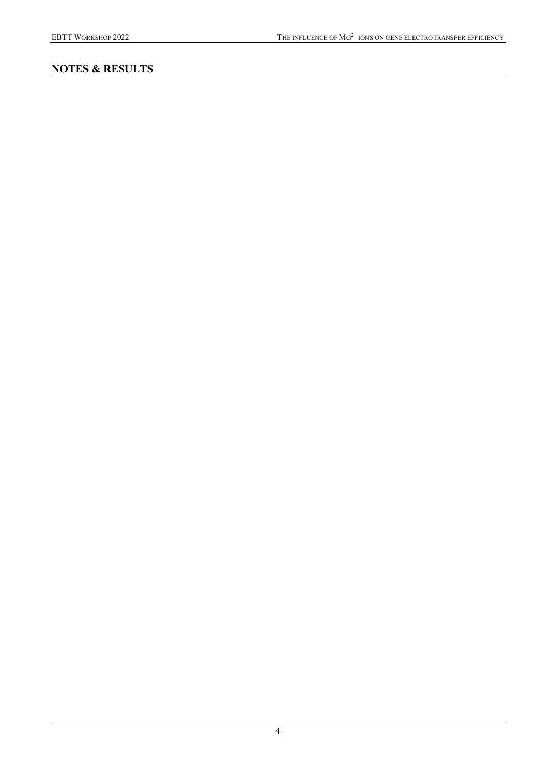## NOTES & RESULTS